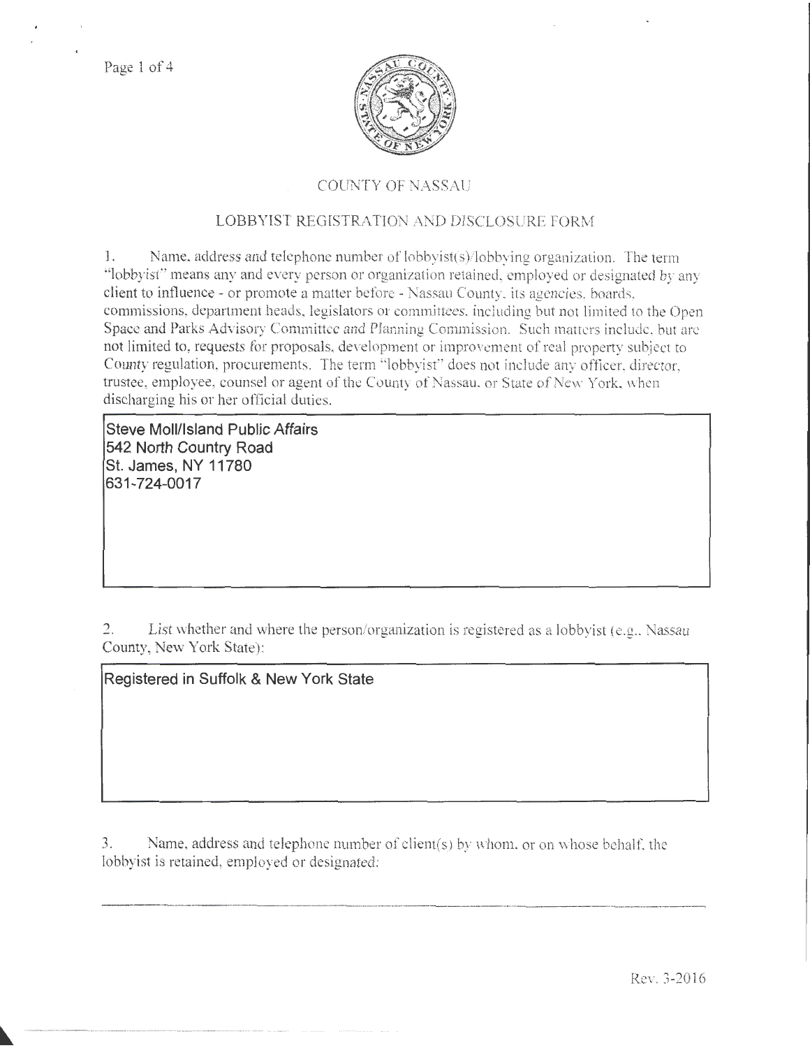# COUNTY OF NASSAU

## LOBBYIST REGISTRATION AND DISCLOSURE FORM

1. Name, address and telephone number of lobbyist(s)/lobbying organization. The term "lobbyist" means any and every person or organization retained, employed or designated by any client to influence - or promote a matter before - Nassau County, its agencies, boards, commissions, department heads, legislators or committees, including but not limited to the Open Space and Parks Advisory Committee and Planning Commission. Such matters include, but are not limited to, requests for proposals, development or improvement of real property subject to County regulation, procurements. The term "lobbyist" does not include any officer, director, trustee, employee, counsel or agent of the County of Nassau, or State of New York, when discharging his or her official duties.

Steve Moll/Island Public Affairs
542 North Country Road
St. James, NY 11780
631-724-0017

2. List whether and where the person/organization is registered as a lobbyist (e.g., Nassau County, New York State):

Registered in Suffolk & New York State

3. Name, address and telephone number of client(s) by whom, or on whose behalf, the lobbyist is retained, employed or designated:

Rev. 3-2016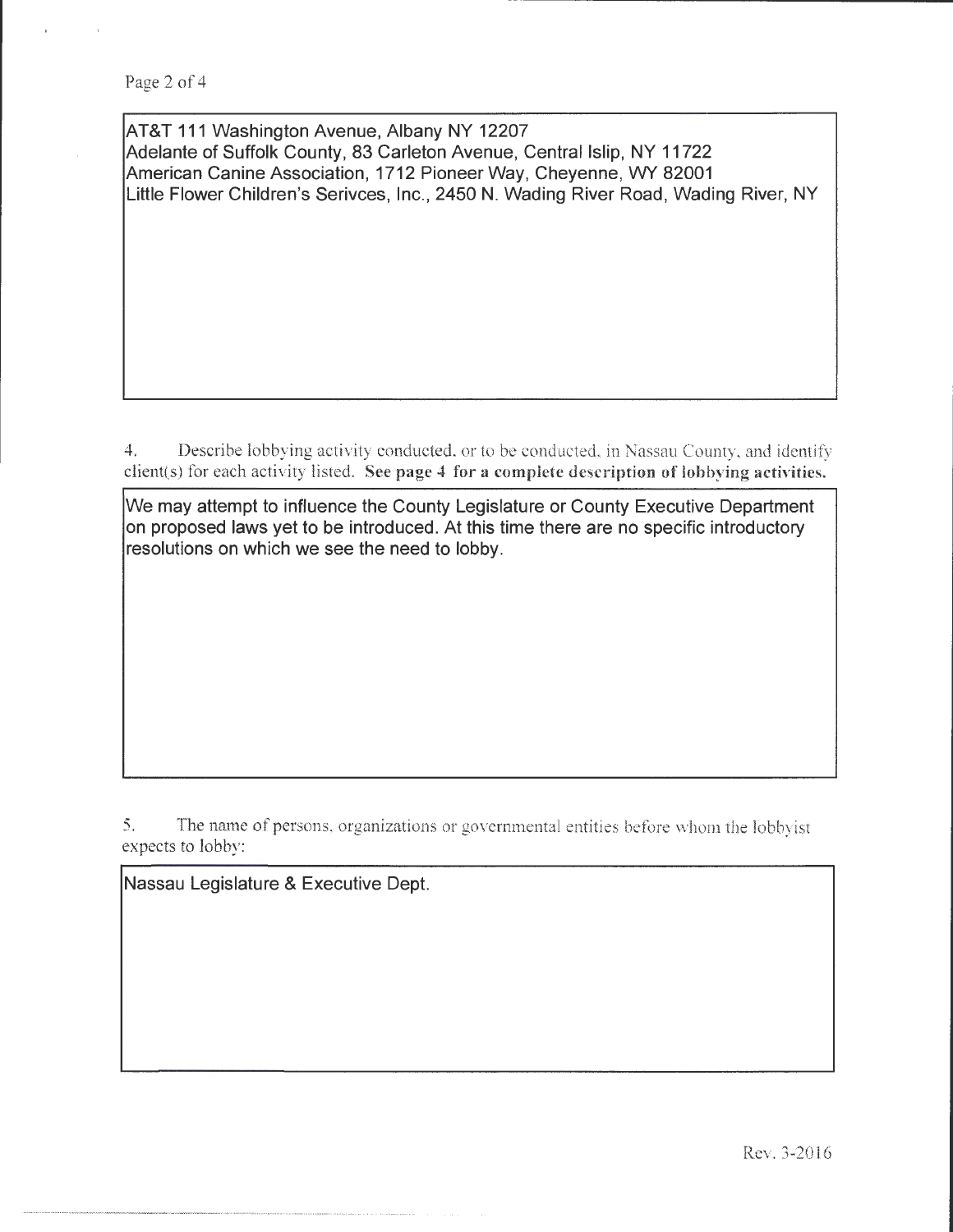AT&T 111 Washington Avenue, Albany NY 12207
Adelante of Suffolk County, 83 Carleton Avenue, Central Islip, NY 11722
American Canine Association, 1712 Pioneer Way, Cheyenne, WY 82001
Little Flower Children's Serivces, Inc., 2450 N. Wading River Road, Wading River, NY

4. Describe lobbying activity conducted, or to be conducted, in Nassau County, and identify client(s) for each activity listed. **See page 4 for a complete description of lobbying activities.**

We may attempt to influence the County Legislature or County Executive Department on proposed laws yet to be introduced. At this time there are no specific introductory resolutions on which we see the need to lobby.

5. The name of persons, organizations or governmental entities before whom the lobbyist expects to lobby:

Nassau Legislature & Executive Dept.

Rev. 3-2016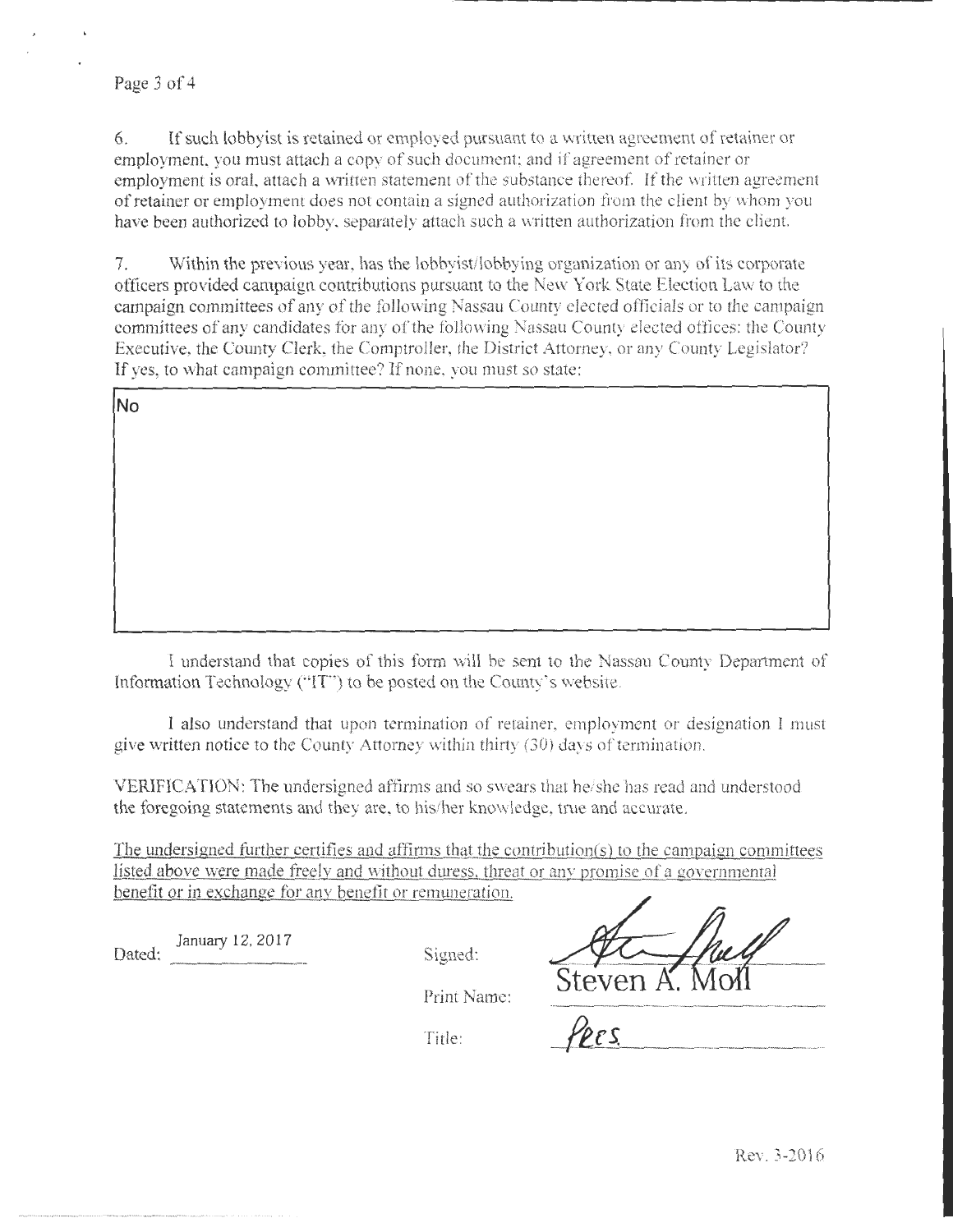6. If such lobbyist is retained or employed pursuant to a written agreement of retainer or employment, you must attach a copy of such document; and if agreement of retainer or employment is oral, attach a written statement of the substance thereof. If the written agreement of retainer or employment does not contain a signed authorization from the client by whom you have been authorized to lobby, separately attach such a written authorization from the client.

7. Within the previous year, has the lobbyist/lobbying organization or any of its corporate officers provided campaign contributions pursuant to the New York State Election Law to the campaign committees of any of the following Nassau County elected officials or to the campaign committees of any candidates for any of the following Nassau County elected offices: the County Executive, the County Clerk, the Comptroller, the District Attorney, or any County Legislator? If yes, to what campaign committee? If none, you must so state:

No

I understand that copies of this form will be sent to the Nassau County Department of Information Technology ("IT") to be posted on the County's website.

I also understand that upon termination of retainer, employment or designation I must give written notice to the County Attorney within thirty (30) days of termination.

VERIFICATION: The undersigned affirms and so swears that he/she has read and understood the foregoing statements and they are, to his/her knowledge, true and accurate.

<u>The undersigned further certifies and affirms that the contribution(s) to the campaign committees listed above were made freely and without duress, threat or any promise of a governmental benefit or in exchange for any benefit or remuneration.</u>

Dated: January 12, 2017

Signed: [signature]

Print Name: Steven A. Moll

Title: Pres.

Rev. 3-2016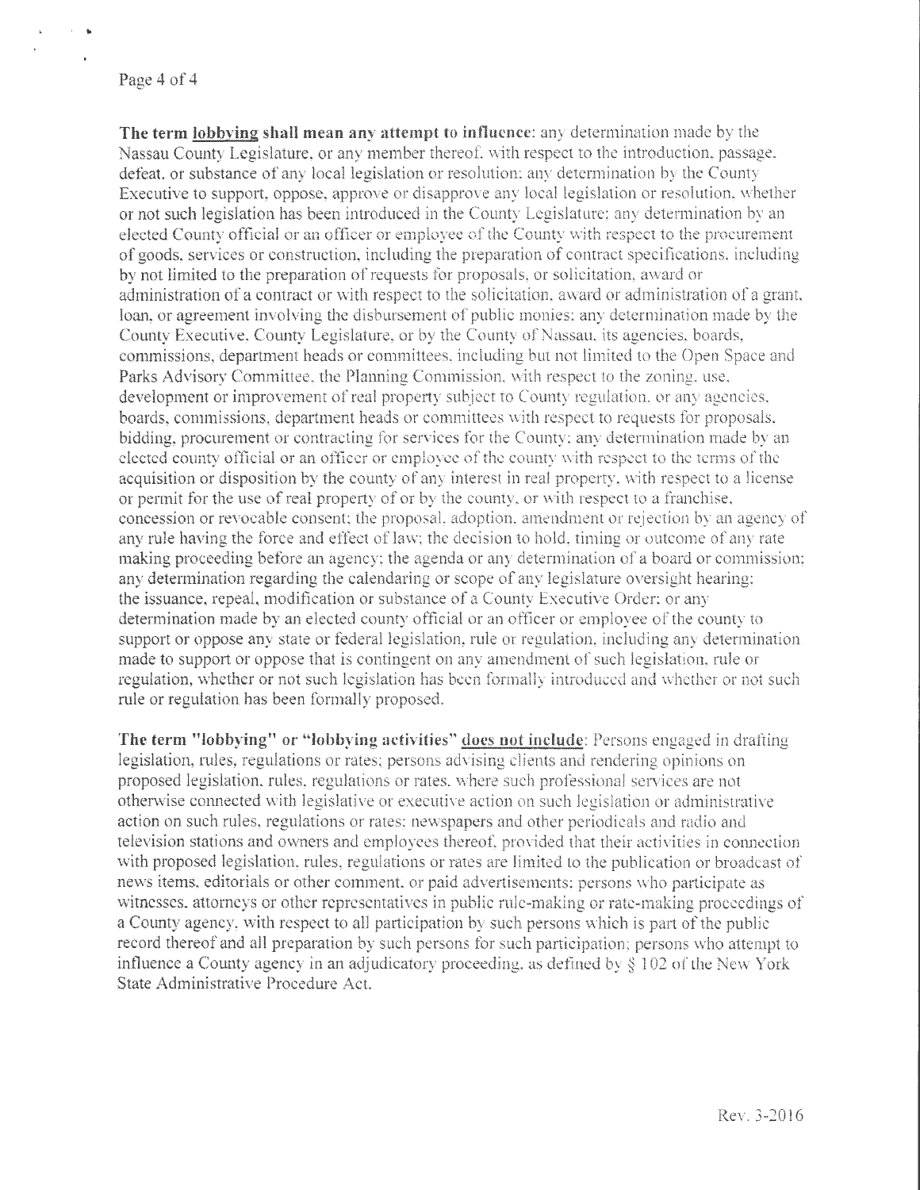**The term <u>lobbying</u> shall mean any attempt to influence**: any determination made by the Nassau County Legislature, or any member thereof, with respect to the introduction, passage, defeat, or substance of any local legislation or resolution; any determination by the County Executive to support, oppose, approve or disapprove any local legislation or resolution, whether or not such legislation has been introduced in the County Legislature; any determination by an elected County official or an officer or employee of the County with respect to the procurement of goods, services or construction, including the preparation of contract specifications, including by not limited to the preparation of requests for proposals, or solicitation, award or administration of a contract or with respect to the solicitation, award or administration of a grant, loan, or agreement involving the disbursement of public monies; any determination made by the County Executive, County Legislature, or by the County of Nassau, its agencies, boards, commissions, department heads or committees, including but not limited to the Open Space and Parks Advisory Committee, the Planning Commission, with respect to the zoning, use, development or improvement of real property subject to County regulation, or any agencies, boards, commissions, department heads or committees with respect to requests for proposals, bidding, procurement or contracting for services for the County; any determination made by an elected county official or an officer or employee of the county with respect to the terms of the acquisition or disposition by the county of any interest in real property, with respect to a license or permit for the use of real property of or by the county, or with respect to a franchise, concession or revocable consent; the proposal, adoption, amendment or rejection by an agency of any rule having the force and effect of law; the decision to hold, timing or outcome of any rate making proceeding before an agency; the agenda or any determination of a board or commission; any determination regarding the calendaring or scope of any legislature oversight hearing; the issuance, repeal, modification or substance of a County Executive Order; or any determination made by an elected county official or an officer or employee of the county to support or oppose any state or federal legislation, rule or regulation, including any determination made to support or oppose that is contingent on any amendment of such legislation, rule or regulation, whether or not such legislation has been formally introduced and whether or not such rule or regulation has been formally proposed.

**The term "lobbying" or "lobbying activities" <u>does not include</u>**: Persons engaged in drafting legislation, rules, regulations or rates; persons advising clients and rendering opinions on proposed legislation, rules, regulations or rates, where such professional services are not otherwise connected with legislative or executive action on such legislation or administrative action on such rules, regulations or rates; newspapers and other periodicals and radio and television stations and owners and employees thereof, provided that their activities in connection with proposed legislation, rules, regulations or rates are limited to the publication or broadcast of news items, editorials or other comment, or paid advertisements; persons who participate as witnesses, attorneys or other representatives in public rule-making or rate-making proceedings of a County agency, with respect to all participation by such persons which is part of the public record thereof and all preparation by such persons for such participation; persons who attempt to influence a County agency in an adjudicatory proceeding, as defined by § 102 of the New York State Administrative Procedure Act.

Rev. 3-2016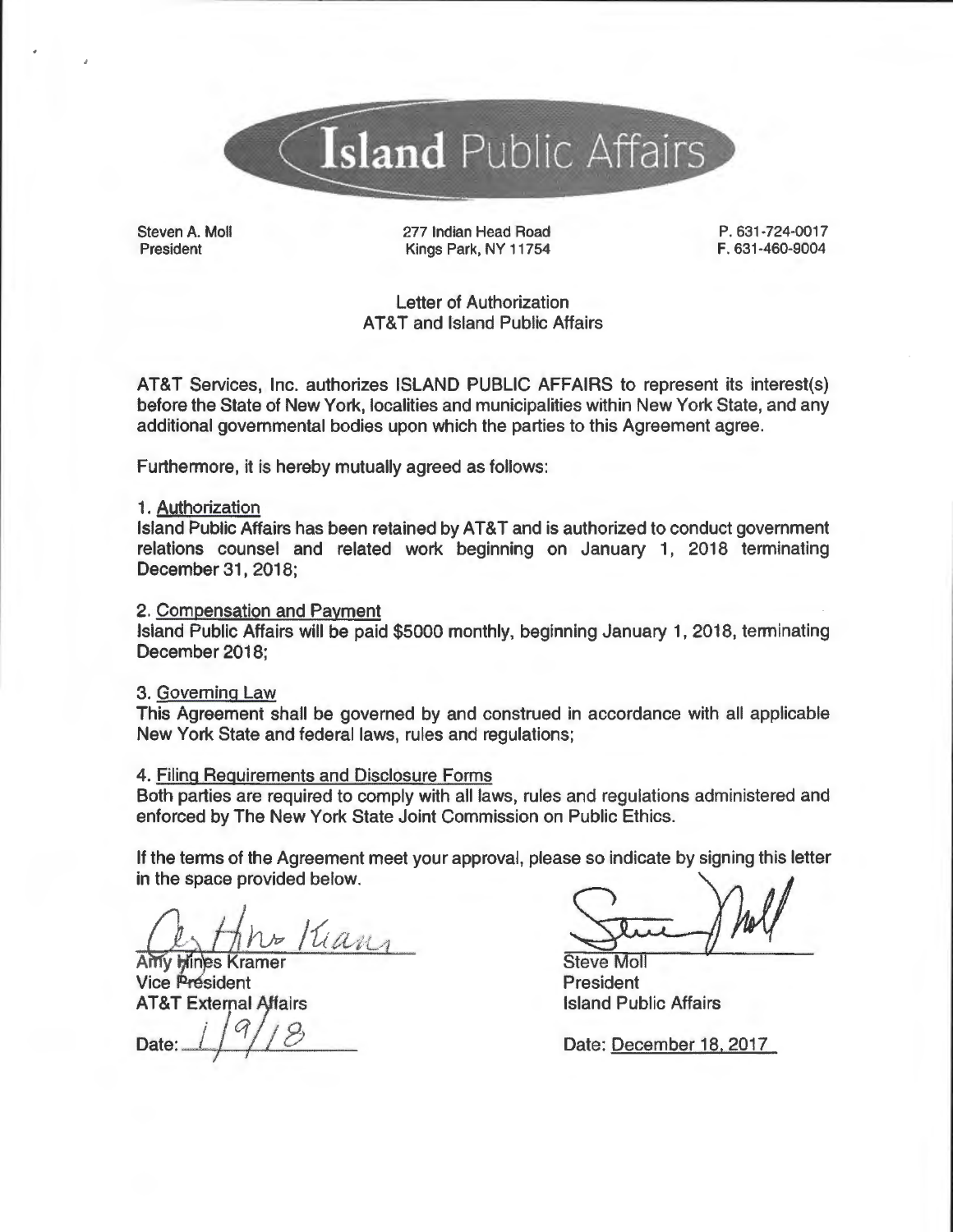# Island Public Affairs

Steven A. Moll
President

277 Indian Head Road
Kings Park, NY 11754

P. 631-724-0017
F. 631-460-9004

Letter of Authorization
AT&T and Island Public Affairs

AT&T Services, Inc. authorizes ISLAND PUBLIC AFFAIRS to represent its interest(s) before the State of New York, localities and municipalities within New York State, and any additional governmental bodies upon which the parties to this Agreement agree.

Furthermore, it is hereby mutually agreed as follows:

1. Authorization
Island Public Affairs has been retained by AT&T and is authorized to conduct government relations counsel and related work beginning on January 1, 2018 terminating December 31, 2018;

2. Compensation and Payment
Island Public Affairs will be paid $5000 monthly, beginning January 1, 2018, terminating December 2018;

3. Governing Law
This Agreement shall be governed by and construed in accordance with all applicable New York State and federal laws, rules and regulations;

4. Filing Requirements and Disclosure Forms
Both parties are required to comply with all laws, rules and regulations administered and enforced by The New York State Joint Commission on Public Ethics.

If the terms of the Agreement meet your approval, please so indicate by signing this letter in the space provided below.

Amy Hines Kramer
Vice President
AT&T External Affairs

Date: 1/9/18

Steve Moll
President
Island Public Affairs

Date: December 18, 2017